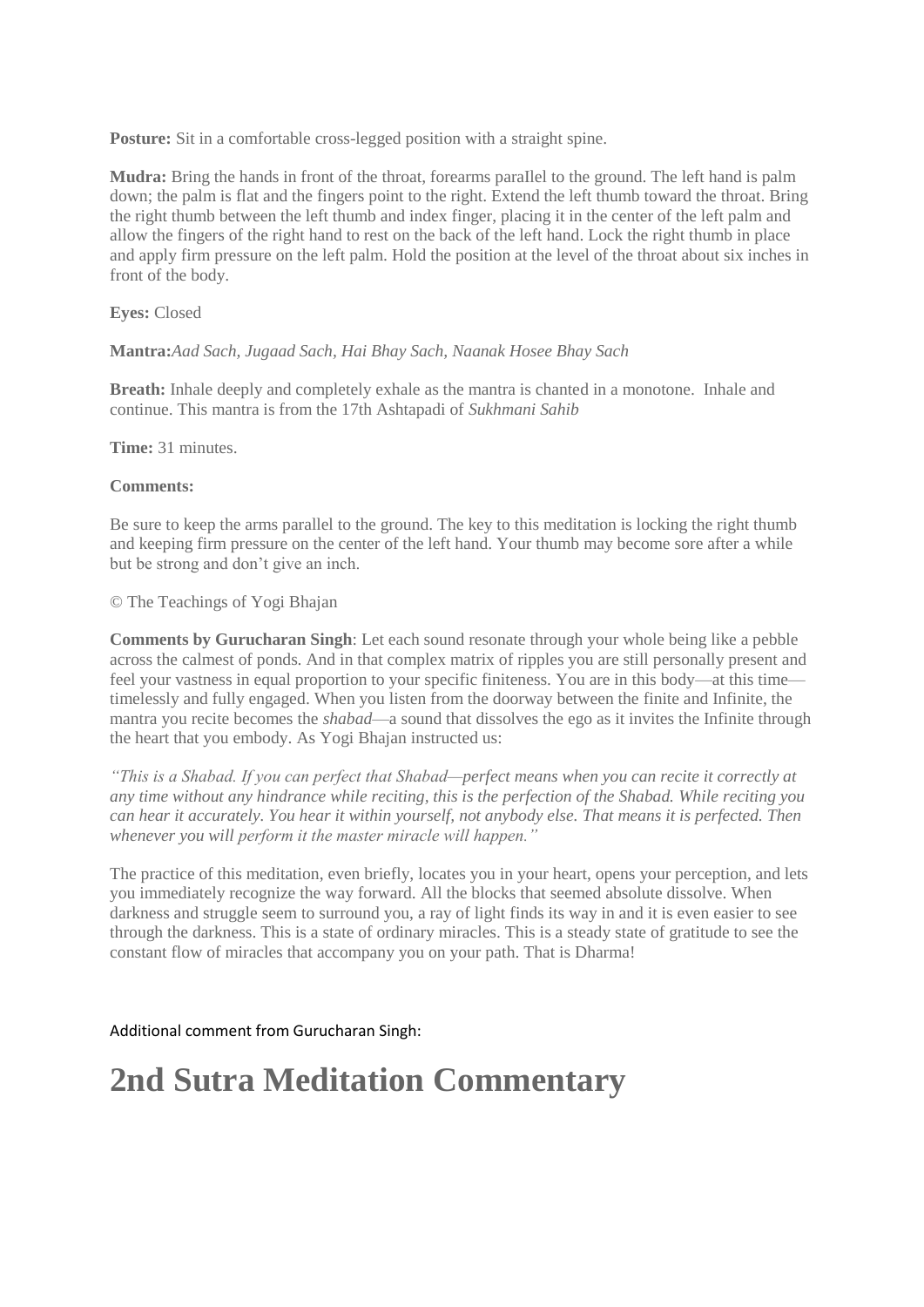**Posture:** Sit in a comfortable cross-legged position with a straight spine.

**Mudra:** Bring the hands in front of the throat, forearms parallel to the ground. The left hand is palm down; the palm is flat and the fingers point to the right. Extend the left thumb toward the throat. Bring the right thumb between the left thumb and index finger, placing it in the center of the left palm and allow the fingers of the right hand to rest on the back of the left hand. Lock the right thumb in place and apply firm pressure on the left palm. Hold the position at the level of the throat about six inches in front of the body.

**Eyes:** Closed

**Mantra:***Aad Sach, Jugaad Sach, Hai Bhay Sach, Naanak Hosee Bhay Sach*

**Breath:** Inhale deeply and completely exhale as the mantra is chanted in a monotone. Inhale and continue. This mantra is from the 17th Ashtapadi of *Sukhmani Sahib*

**Time:** 31 minutes.

**Comments:**

Be sure to keep the arms parallel to the ground. The key to this meditation is locking the right thumb and keeping firm pressure on the center of the left hand. Your thumb may become sore after a while but be strong and don't give an inch.

© The Teachings of Yogi Bhajan

**Comments by Gurucharan Singh**: Let each sound resonate through your whole being like a pebble across the calmest of ponds. And in that complex matrix of ripples you are still personally present and feel your vastness in equal proportion to your specific finiteness. You are in this body—at this time—timelessly and fully engaged. When you listen from the doorway between the finite and Infinite, the mantra you recite becomes the *shabad*—a sound that dissolves the ego as it invites the Infinite through the heart that you embody. As Yogi Bhajan instructed us:

*"This is a Shabad. If you can perfect that Shabad—perfect means when you can recite it correctly at any time without any hindrance while reciting, this is the perfection of the Shabad. While reciting you can hear it accurately. You hear it within yourself, not anybody else. That means it is perfected. Then whenever you will perform it the master miracle will happen."*

The practice of this meditation, even briefly, locates you in your heart, opens your perception, and lets you immediately recognize the way forward. All the blocks that seemed absolute dissolve. When darkness and struggle seem to surround you, a ray of light finds its way in and it is even easier to see through the darkness. This is a state of ordinary miracles. This is a steady state of gratitude to see the constant flow of miracles that accompany you on your path. That is Dharma!

Additional comment from Gurucharan Singh:

# 2nd Sutra Meditation Commentary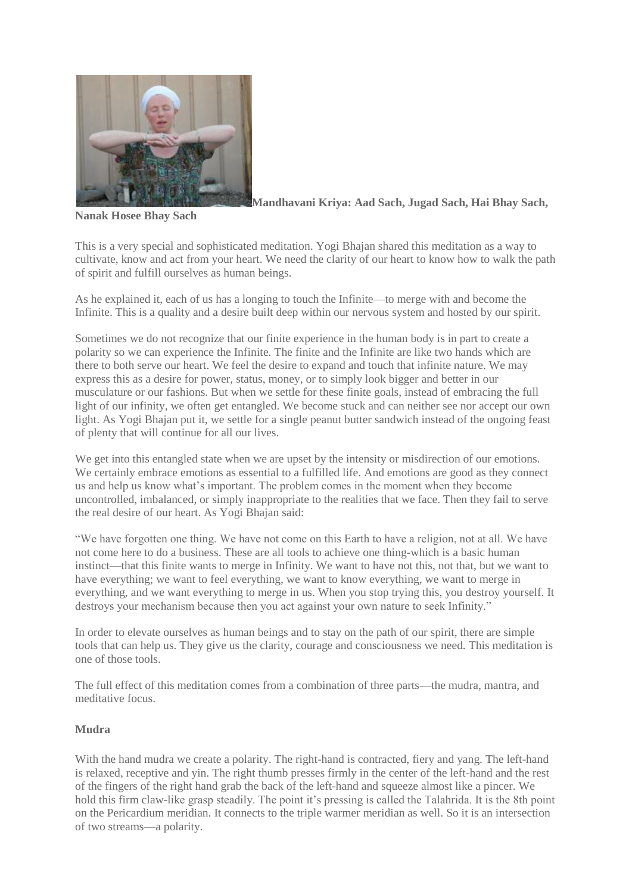**Mandhavani Kriya: Aad Sach, Jugad Sach, Hai Bhay Sach, Nanak Hosee Bhay Sach**

This is a very special and sophisticated meditation. Yogi Bhajan shared this meditation as a way to cultivate, know and act from your heart. We need the clarity of our heart to know how to walk the path of spirit and fulfill ourselves as human beings.

As he explained it, each of us has a longing to touch the Infinite—to merge with and become the Infinite. This is a quality and a desire built deep within our nervous system and hosted by our spirit.

Sometimes we do not recognize that our finite experience in the human body is in part to create a polarity so we can experience the Infinite. The finite and the Infinite are like two hands which are there to both serve our heart. We feel the desire to expand and touch that infinite nature. We may express this as a desire for power, status, money, or to simply look bigger and better in our musculature or our fashions. But when we settle for these finite goals, instead of embracing the full light of our infinity, we often get entangled. We become stuck and can neither see nor accept our own light. As Yogi Bhajan put it, we settle for a single peanut butter sandwich instead of the ongoing feast of plenty that will continue for all our lives.

We get into this entangled state when we are upset by the intensity or misdirection of our emotions. We certainly embrace emotions as essential to a fulfilled life. And emotions are good as they connect us and help us know what's important. The problem comes in the moment when they become uncontrolled, imbalanced, or simply inappropriate to the realities that we face. Then they fail to serve the real desire of our heart. As Yogi Bhajan said:

"We have forgotten one thing. We have not come on this Earth to have a religion, not at all. We have not come here to do a business. These are all tools to achieve one thing-which is a basic human instinct—that this finite wants to merge in Infinity. We want to have not this, not that, but we want to have everything; we want to feel everything, we want to know everything, we want to merge in everything, and we want everything to merge in us. When you stop trying this, you destroy yourself. It destroys your mechanism because then you act against your own nature to seek Infinity."

In order to elevate ourselves as human beings and to stay on the path of our spirit, there are simple tools that can help us. They give us the clarity, courage and consciousness we need. This meditation is one of those tools.

The full effect of this meditation comes from a combination of three parts—the mudra, mantra, and meditative focus.

**Mudra**

With the hand mudra we create a polarity. The right-hand is contracted, fiery and yang. The left-hand is relaxed, receptive and yin. The right thumb presses firmly in the center of the left-hand and the rest of the fingers of the right hand grab the back of the left-hand and squeeze almost like a pincer. We hold this firm claw-like grasp steadily. The point it's pressing is called the Talahrida. It is the 8th point on the Pericardium meridian. It connects to the triple warmer meridian as well. So it is an intersection of two streams—a polarity.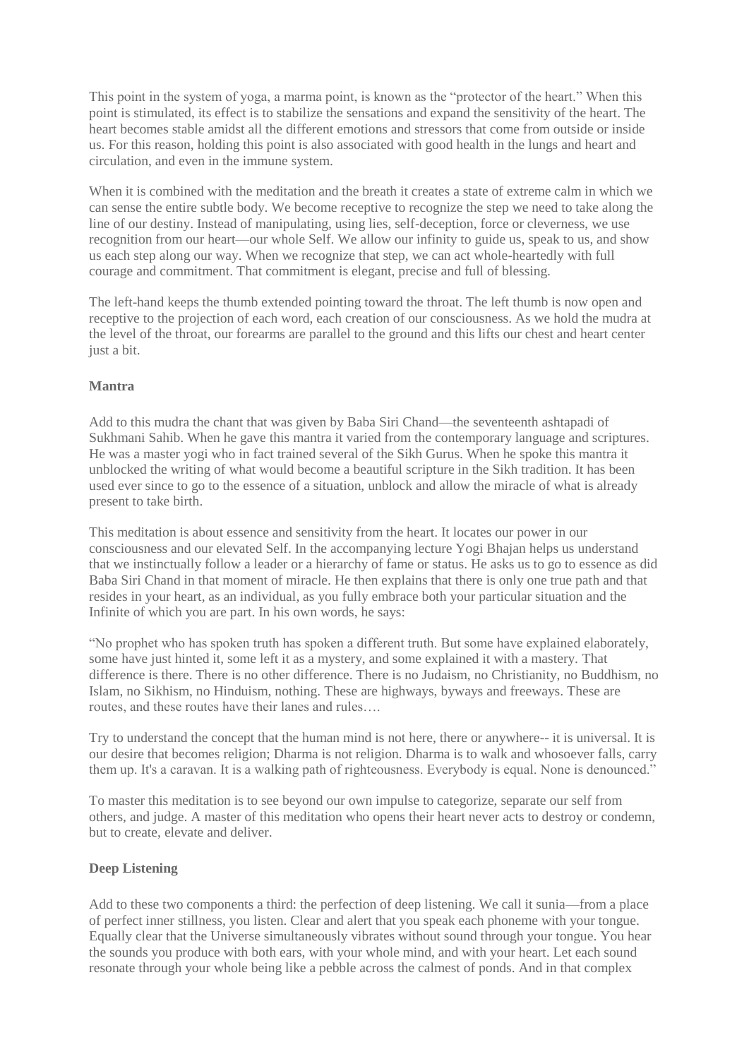This point in the system of yoga, a marma point, is known as the "protector of the heart." When this point is stimulated, its effect is to stabilize the sensations and expand the sensitivity of the heart. The heart becomes stable amidst all the different emotions and stressors that come from outside or inside us. For this reason, holding this point is also associated with good health in the lungs and heart and circulation, and even in the immune system.

When it is combined with the meditation and the breath it creates a state of extreme calm in which we can sense the entire subtle body. We become receptive to recognize the step we need to take along the line of our destiny. Instead of manipulating, using lies, self-deception, force or cleverness, we use recognition from our heart—our whole Self. We allow our infinity to guide us, speak to us, and show us each step along our way. When we recognize that step, we can act whole-heartedly with full courage and commitment. That commitment is elegant, precise and full of blessing.

The left-hand keeps the thumb extended pointing toward the throat. The left thumb is now open and receptive to the projection of each word, each creation of our consciousness. As we hold the mudra at the level of the throat, our forearms are parallel to the ground and this lifts our chest and heart center just a bit.

**Mantra**

Add to this mudra the chant that was given by Baba Siri Chand—the seventeenth ashtapadi of Sukhmani Sahib. When he gave this mantra it varied from the contemporary language and scriptures. He was a master yogi who in fact trained several of the Sikh Gurus. When he spoke this mantra it unblocked the writing of what would become a beautiful scripture in the Sikh tradition. It has been used ever since to go to the essence of a situation, unblock and allow the miracle of what is already present to take birth.

This meditation is about essence and sensitivity from the heart. It locates our power in our consciousness and our elevated Self. In the accompanying lecture Yogi Bhajan helps us understand that we instinctually follow a leader or a hierarchy of fame or status. He asks us to go to essence as did Baba Siri Chand in that moment of miracle. He then explains that there is only one true path and that resides in your heart, as an individual, as you fully embrace both your particular situation and the Infinite of which you are part. In his own words, he says:

"No prophet who has spoken truth has spoken a different truth. But some have explained elaborately, some have just hinted it, some left it as a mystery, and some explained it with a mastery. That difference is there. There is no other difference. There is no Judaism, no Christianity, no Buddhism, no Islam, no Sikhism, no Hinduism, nothing. These are highways, byways and freeways. These are routes, and these routes have their lanes and rules….

Try to understand the concept that the human mind is not here, there or anywhere-- it is universal. It is our desire that becomes religion; Dharma is not religion. Dharma is to walk and whosoever falls, carry them up. It's a caravan. It is a walking path of righteousness. Everybody is equal. None is denounced."

To master this meditation is to see beyond our own impulse to categorize, separate our self from others, and judge. A master of this meditation who opens their heart never acts to destroy or condemn, but to create, elevate and deliver.

**Deep Listening**

Add to these two components a third: the perfection of deep listening. We call it sunia—from a place of perfect inner stillness, you listen. Clear and alert that you speak each phoneme with your tongue. Equally clear that the Universe simultaneously vibrates without sound through your tongue. You hear the sounds you produce with both ears, with your whole mind, and with your heart. Let each sound resonate through your whole being like a pebble across the calmest of ponds. And in that complex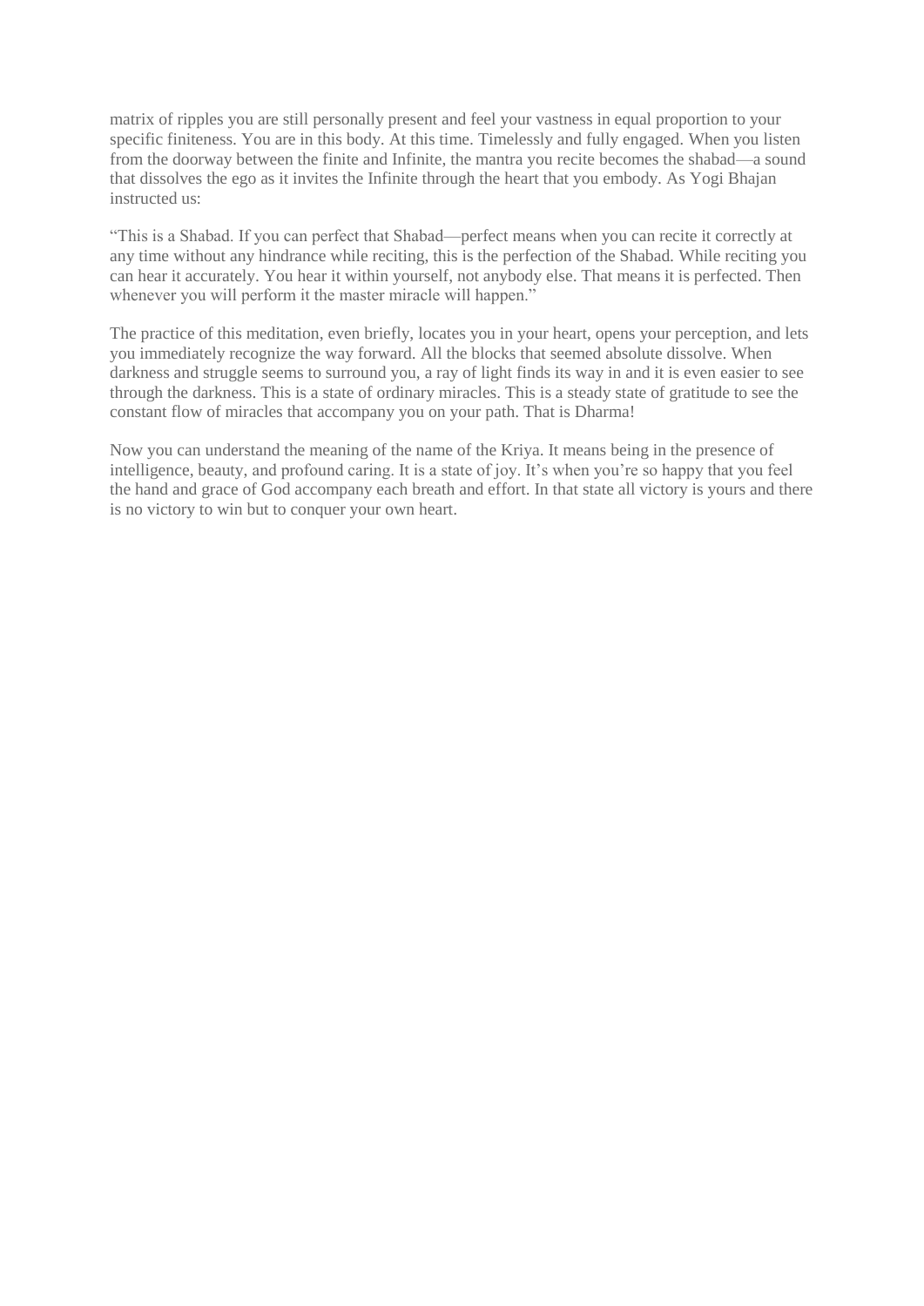matrix of ripples you are still personally present and feel your vastness in equal proportion to your specific finiteness. You are in this body. At this time. Timelessly and fully engaged. When you listen from the doorway between the finite and Infinite, the mantra you recite becomes the shabad—a sound that dissolves the ego as it invites the Infinite through the heart that you embody. As Yogi Bhajan instructed us:

"This is a Shabad. If you can perfect that Shabad—perfect means when you can recite it correctly at any time without any hindrance while reciting, this is the perfection of the Shabad. While reciting you can hear it accurately. You hear it within yourself, not anybody else. That means it is perfected. Then whenever you will perform it the master miracle will happen."

The practice of this meditation, even briefly, locates you in your heart, opens your perception, and lets you immediately recognize the way forward. All the blocks that seemed absolute dissolve. When darkness and struggle seems to surround you, a ray of light finds its way in and it is even easier to see through the darkness. This is a state of ordinary miracles. This is a steady state of gratitude to see the constant flow of miracles that accompany you on your path. That is Dharma!

Now you can understand the meaning of the name of the Kriya. It means being in the presence of intelligence, beauty, and profound caring. It is a state of joy. It's when you're so happy that you feel the hand and grace of God accompany each breath and effort. In that state all victory is yours and there is no victory to win but to conquer your own heart.